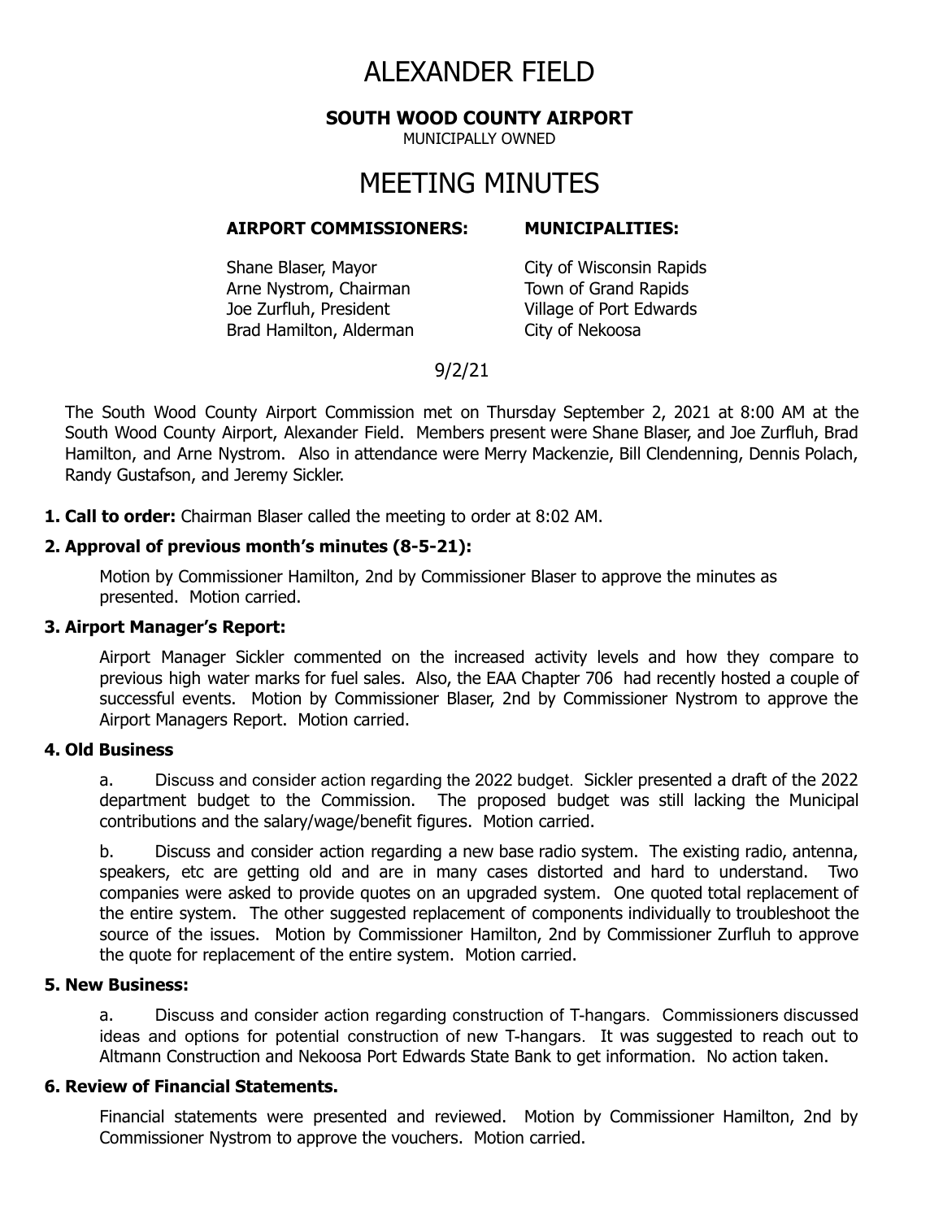# ALEXANDER FIELD

**SOUTH WOOD COUNTY AIRPORT**

MUNICIPALLY OWNED

# MEETING MINUTES

| **AIRPORT COMMISSIONERS:** | **MUNICIPALITIES:** |
|---|---|
| Shane Blaser, Mayor | City of Wisconsin Rapids |
| Arne Nystrom, Chairman | Town of Grand Rapids |
| Joe Zurfluh, President | Village of Port Edwards |
| Brad Hamilton, Alderman | City of Nekoosa |

9/2/21

The South Wood County Airport Commission met on Thursday September 2, 2021 at 8:00 AM at the South Wood County Airport, Alexander Field. Members present were Shane Blaser, and Joe Zurfluh, Brad Hamilton, and Arne Nystrom. Also in attendance were Merry Mackenzie, Bill Clendenning, Dennis Polach, Randy Gustafson, and Jeremy Sickler.

**1. Call to order:** Chairman Blaser called the meeting to order at 8:02 AM.

**2. Approval of previous month's minutes (8-5-21):**

Motion by Commissioner Hamilton, 2nd by Commissioner Blaser to approve the minutes as presented. Motion carried.

**3. Airport Manager's Report:**

Airport Manager Sickler commented on the increased activity levels and how they compare to previous high water marks for fuel sales. Also, the EAA Chapter 706 had recently hosted a couple of successful events. Motion by Commissioner Blaser, 2nd by Commissioner Nystrom to approve the Airport Managers Report. Motion carried.

**4. Old Business**

a. Discuss and consider action regarding the 2022 budget. Sickler presented a draft of the 2022 department budget to the Commission. The proposed budget was still lacking the Municipal contributions and the salary/wage/benefit figures. Motion carried.

b. Discuss and consider action regarding a new base radio system. The existing radio, antenna, speakers, etc are getting old and are in many cases distorted and hard to understand. Two companies were asked to provide quotes on an upgraded system. One quoted total replacement of the entire system. The other suggested replacement of components individually to troubleshoot the source of the issues. Motion by Commissioner Hamilton, 2nd by Commissioner Zurfluh to approve the quote for replacement of the entire system. Motion carried.

**5. New Business:**

a. Discuss and consider action regarding construction of T-hangars. Commissioners discussed ideas and options for potential construction of new T-hangars. It was suggested to reach out to Altmann Construction and Nekoosa Port Edwards State Bank to get information. No action taken.

**6. Review of Financial Statements.**

Financial statements were presented and reviewed. Motion by Commissioner Hamilton, 2nd by Commissioner Nystrom to approve the vouchers. Motion carried.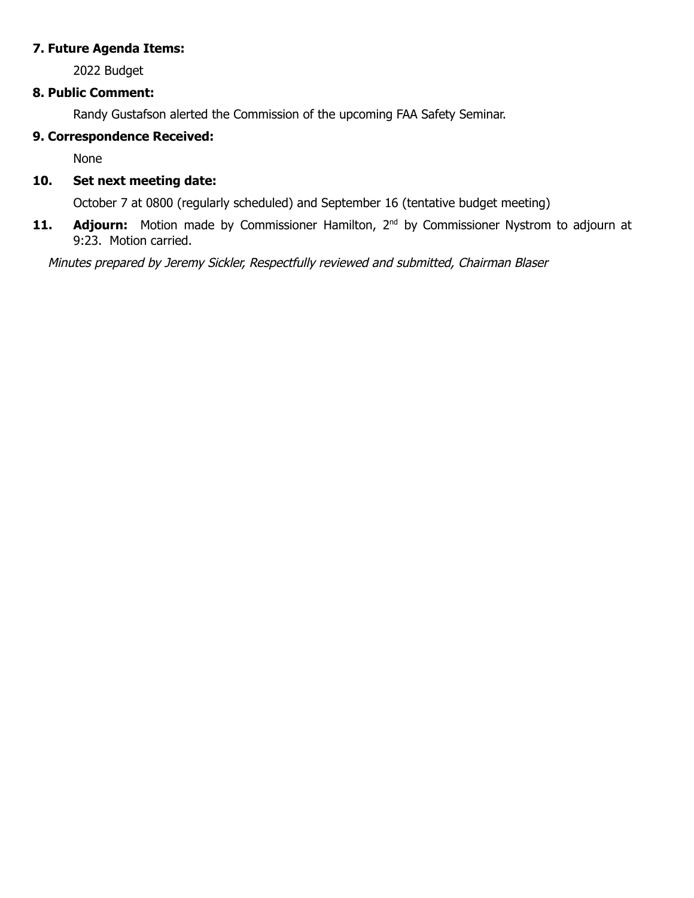**7. Future Agenda Items:**

2022 Budget

**8. Public Comment:**

Randy Gustafson alerted the Commission of the upcoming FAA Safety Seminar.

**9. Correspondence Received:**

None

**10. Set next meeting date:**

October 7 at 0800 (regularly scheduled) and September 16 (tentative budget meeting)

**11. Adjourn:** Motion made by Commissioner Hamilton, 2nd by Commissioner Nystrom to adjourn at 9:23. Motion carried.

*Minutes prepared by Jeremy Sickler, Respectfully reviewed and submitted, Chairman Blaser*